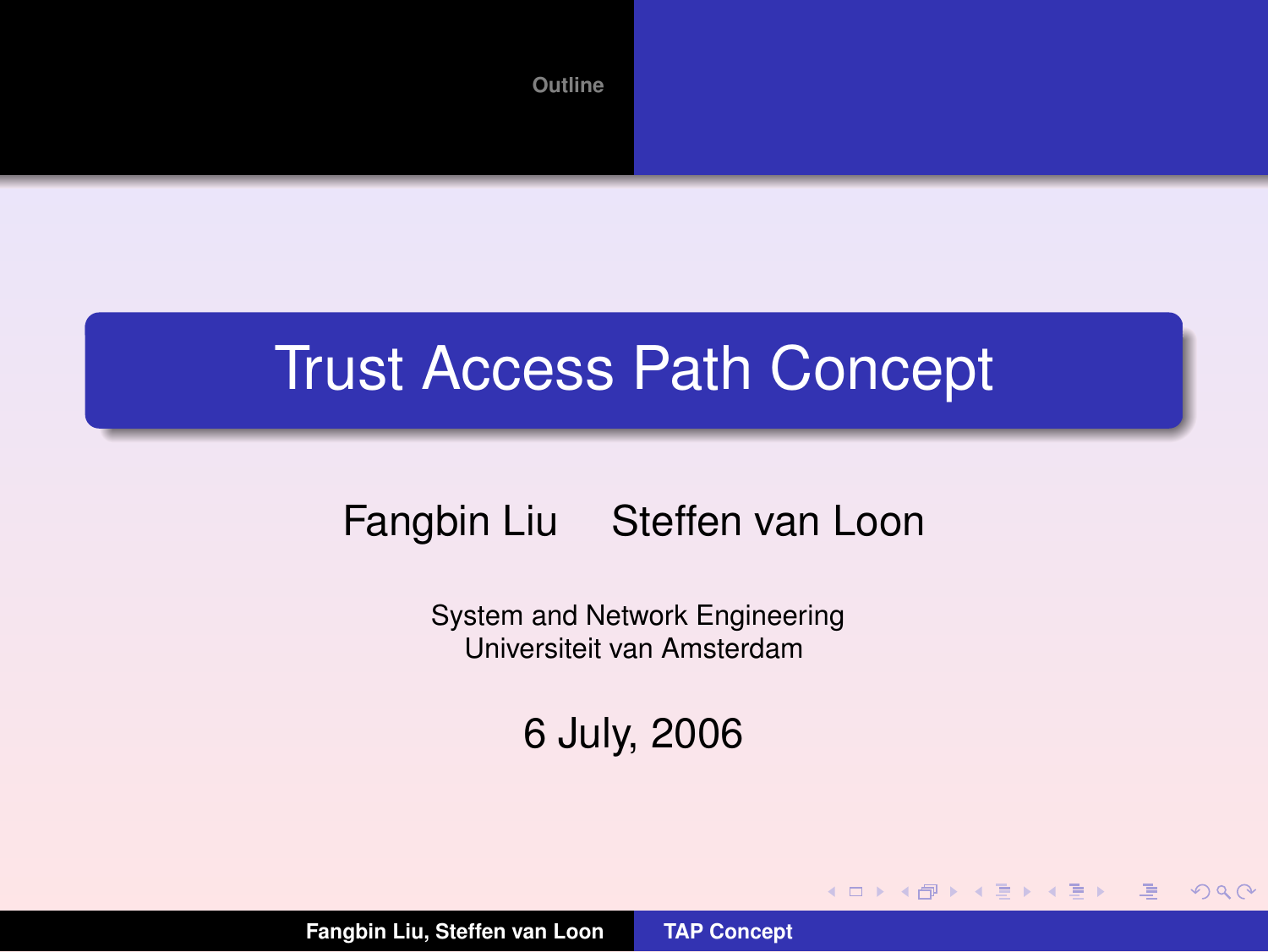# Trust Access Path Concept

Fangbin Liu Steffen van Loon

System and Network Engineering
Universiteit van Amsterdam

6 July, 2006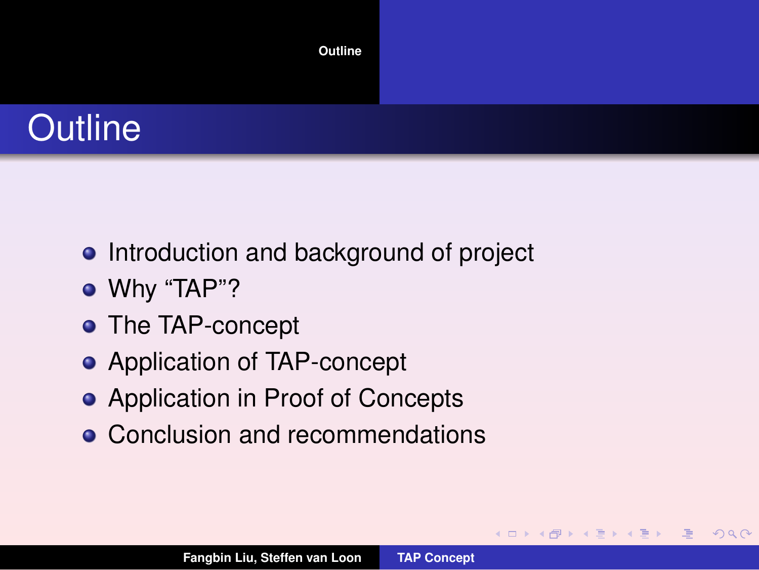# Outline

- Introduction and background of project
- Why “TAP”?
- The TAP-concept
- Application of TAP-concept
- Application in Proof of Concepts
- Conclusion and recommendations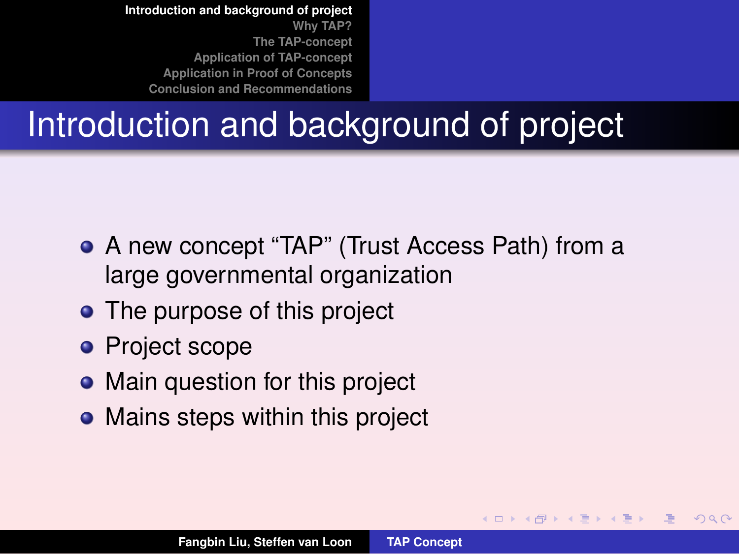# Introduction and background of project

- A new concept “TAP” (Trust Access Path) from a large governmental organization
- The purpose of this project
- Project scope
- Main question for this project
- Mains steps within this project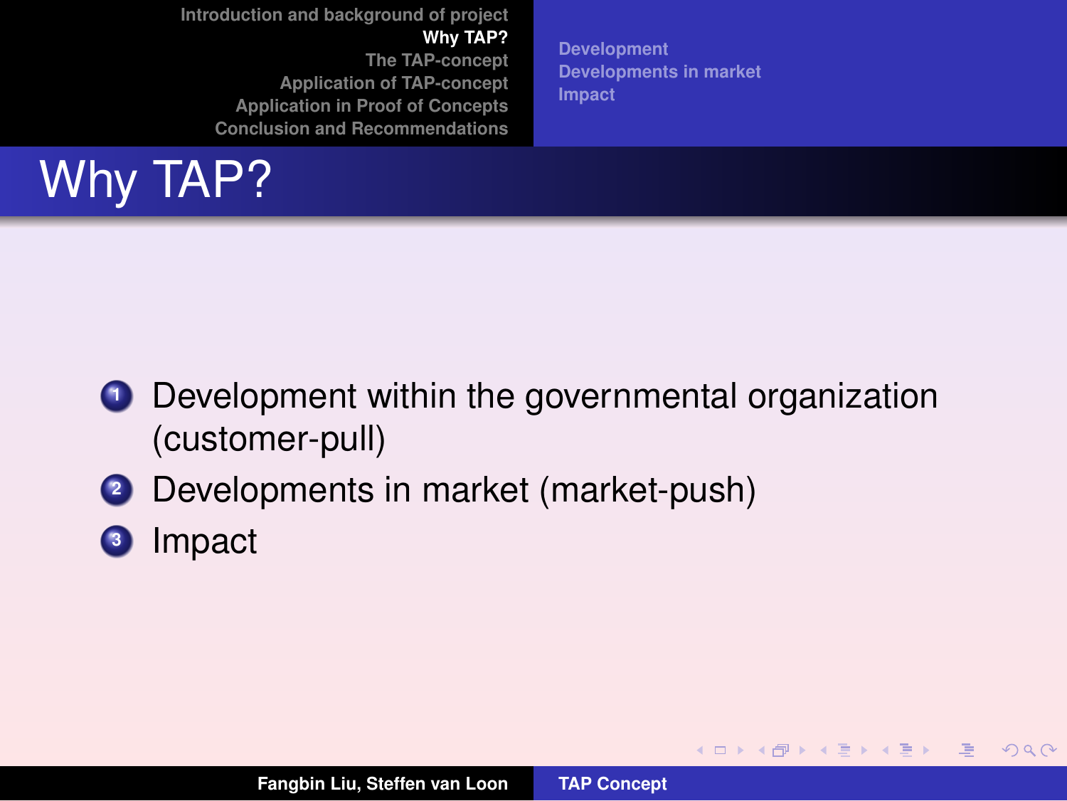# Why TAP?

1. Development within the governmental organization (customer-pull)
2. Developments in market (market-push)
3. Impact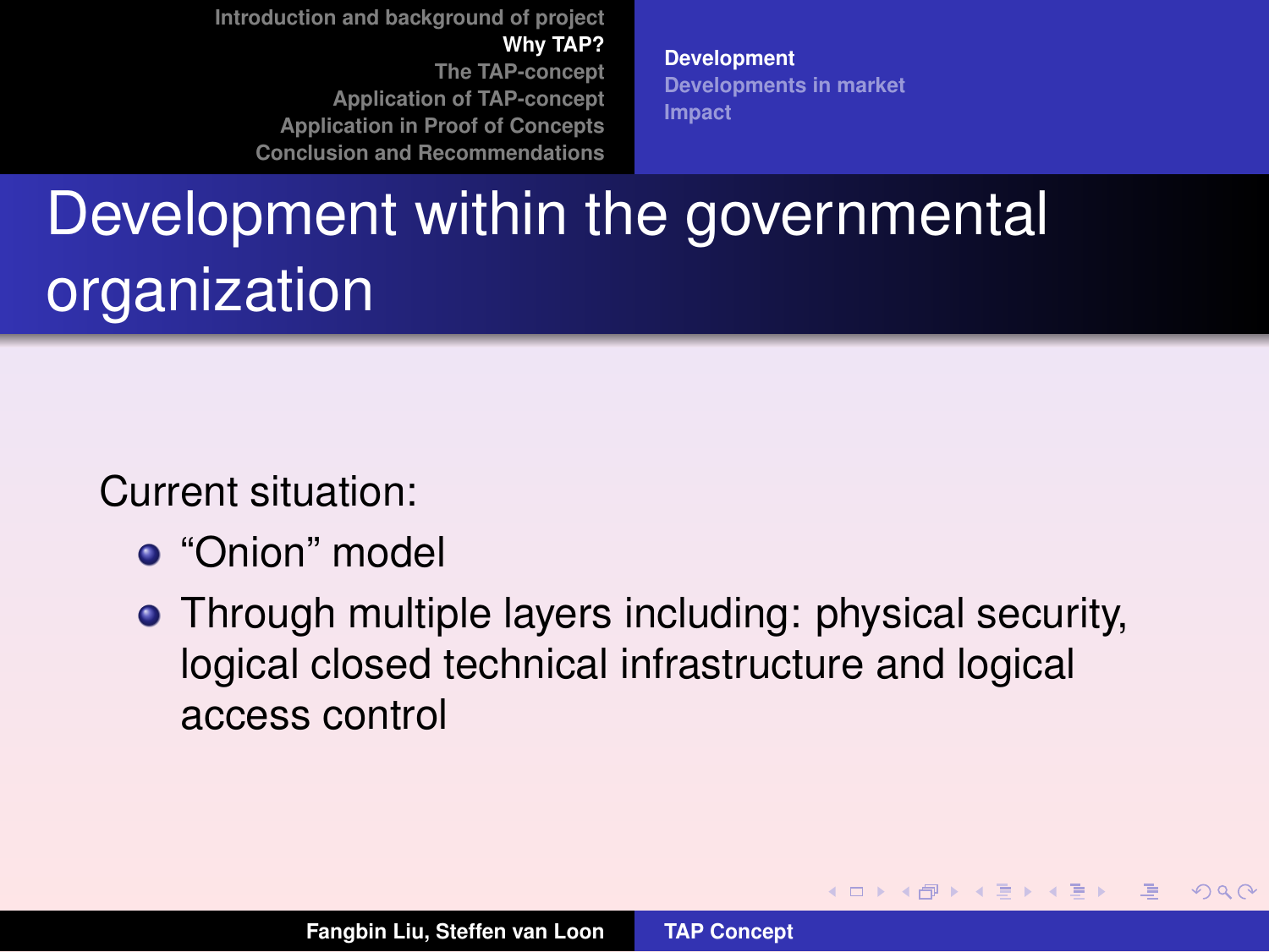# Development within the governmental organization

Current situation:

- “Onion” model
- Through multiple layers including: physical security, logical closed technical infrastructure and logical access control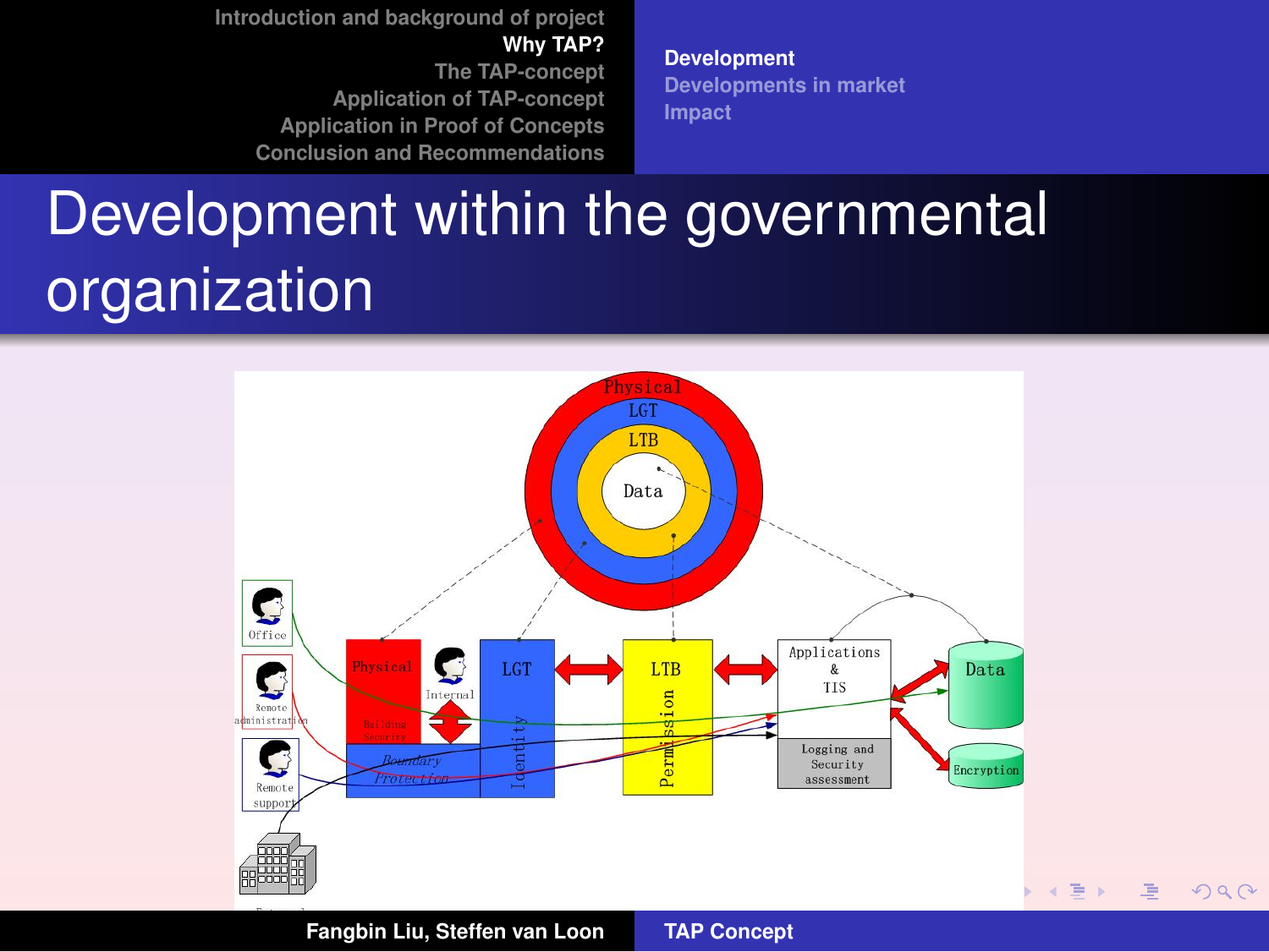# Development within the governmental organization

Physical
LGT
LTB
Data

Office
Remote administration
Remote support
External

Physical
Building Security
Internal
Boundary Protection
LGT
Identity
LTB
Permission
Applications & TIS
Logging and Security assessment
Data
Encryption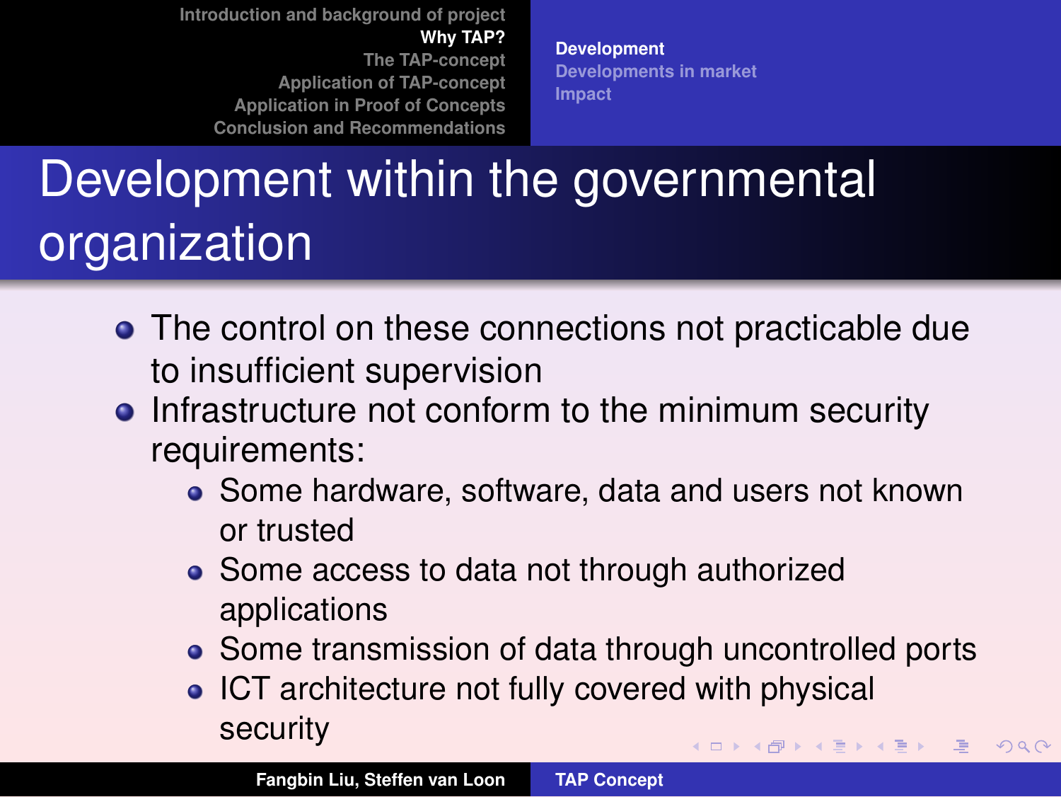# Development within the governmental organization

- The control on these connections not practicable due to insufficient supervision
- Infrastructure not conform to the minimum security requirements:
  - Some hardware, software, data and users not known or trusted
  - Some access to data not through authorized applications
  - Some transmission of data through uncontrolled ports
  - ICT architecture not fully covered with physical security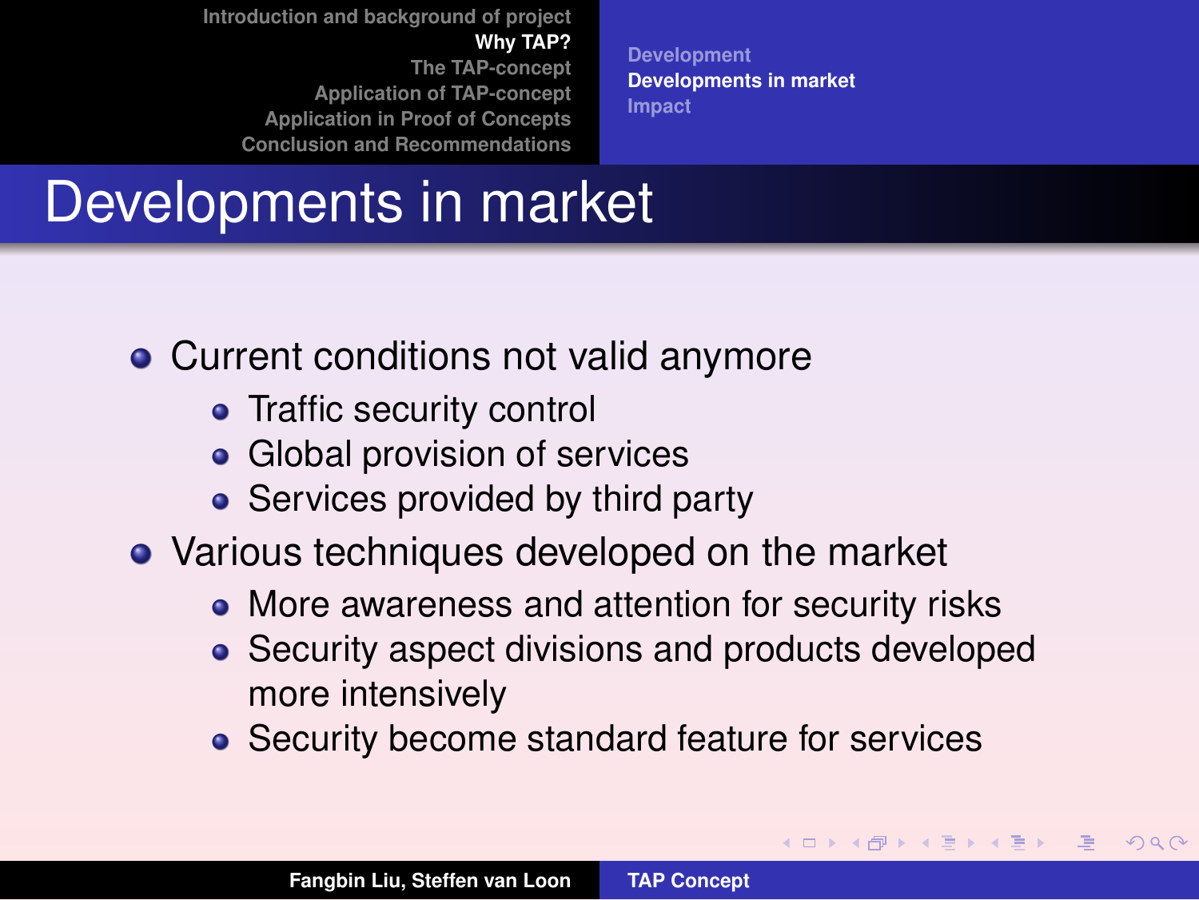# Developments in market

- Current conditions not valid anymore
  - Traffic security control
  - Global provision of services
  - Services provided by third party
- Various techniques developed on the market
  - More awareness and attention for security risks
  - Security aspect divisions and products developed more intensively
  - Security become standard feature for services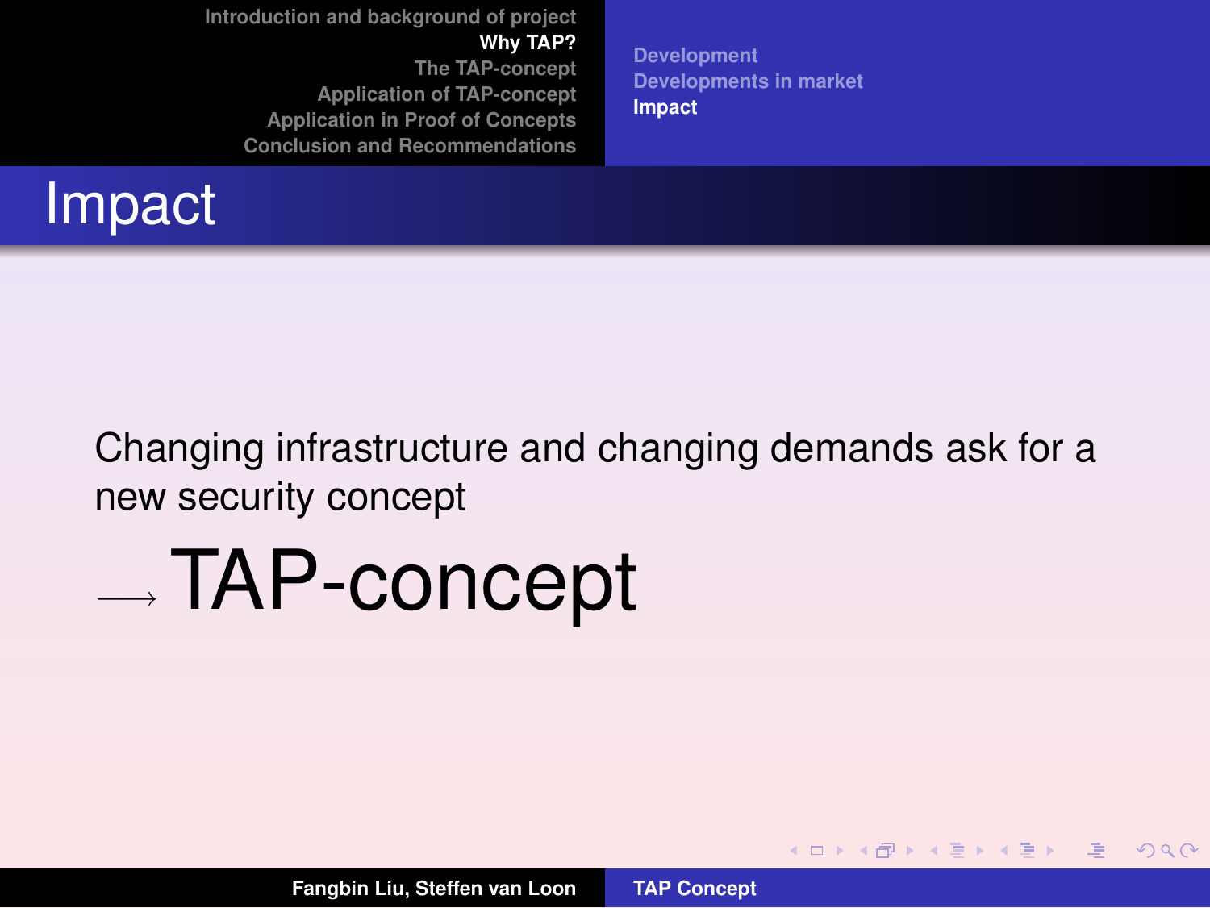# Impact

Changing infrastructure and changing demands ask for a new security concept

$\longrightarrow$ TAP-concept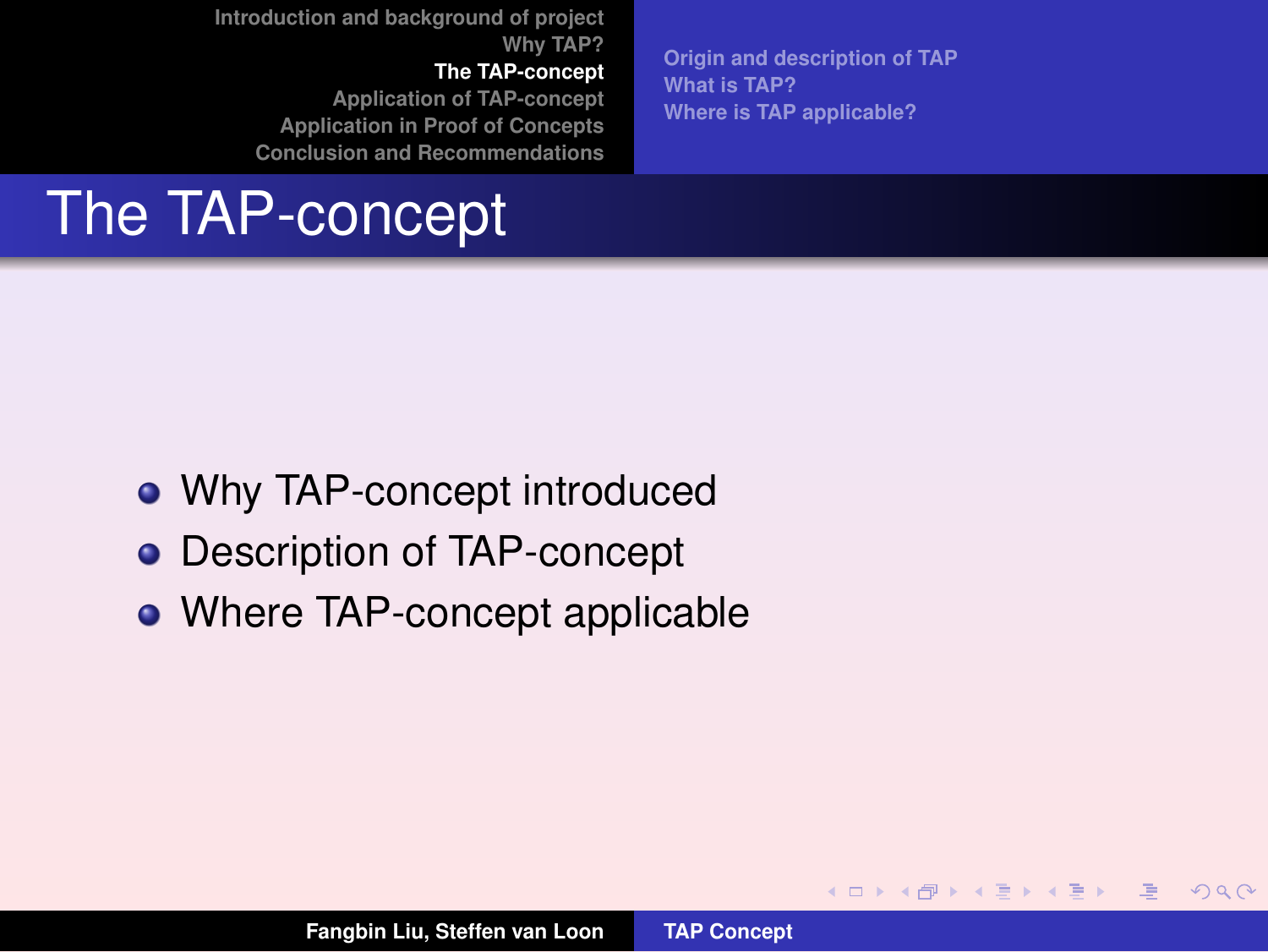# The TAP-concept

- Why TAP-concept introduced
- Description of TAP-concept
- Where TAP-concept applicable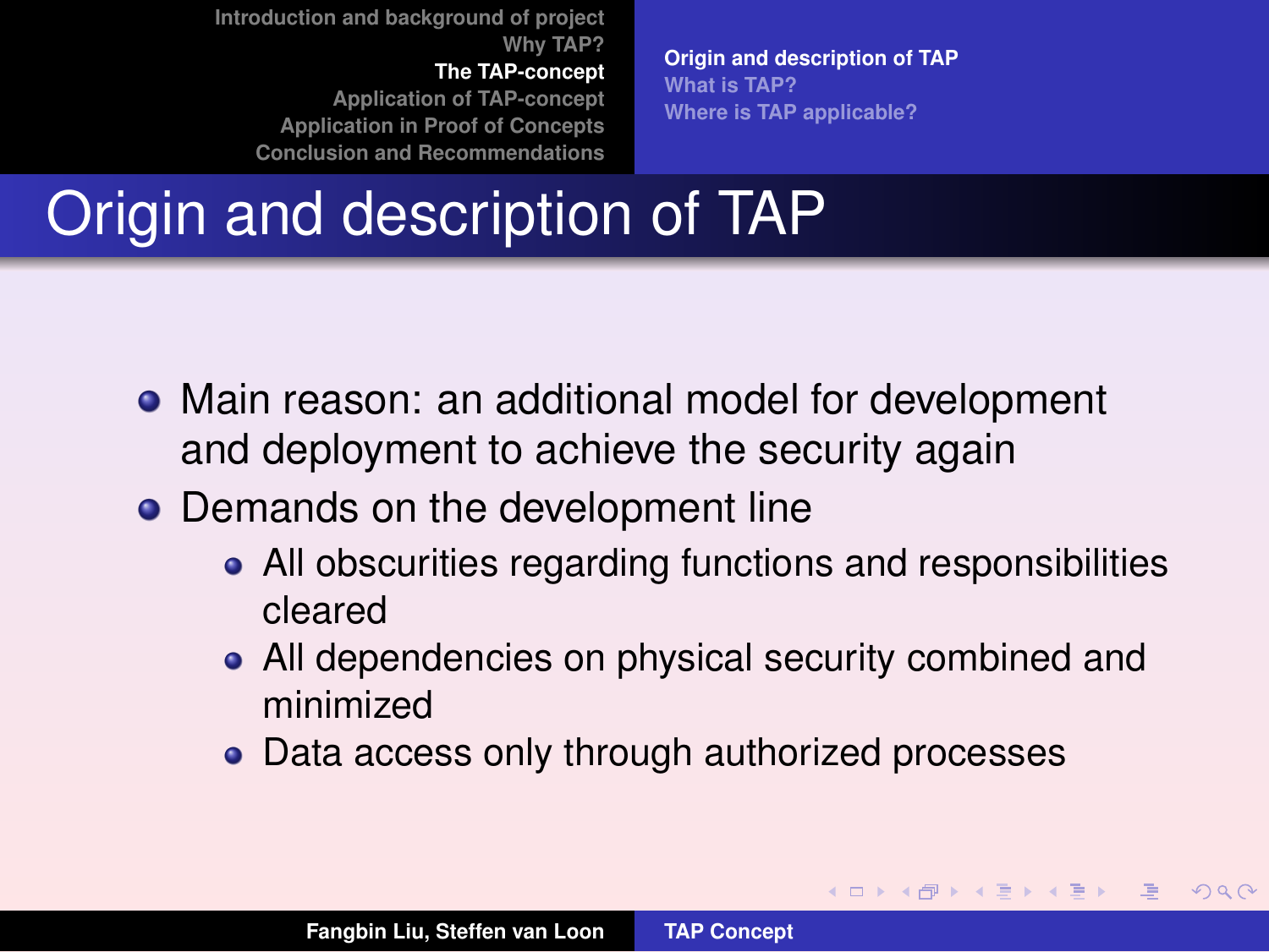# Origin and description of TAP

- Main reason: an additional model for development and deployment to achieve the security again
- Demands on the development line
  - All obscurities regarding functions and responsibilities cleared
  - All dependencies on physical security combined and minimized
  - Data access only through authorized processes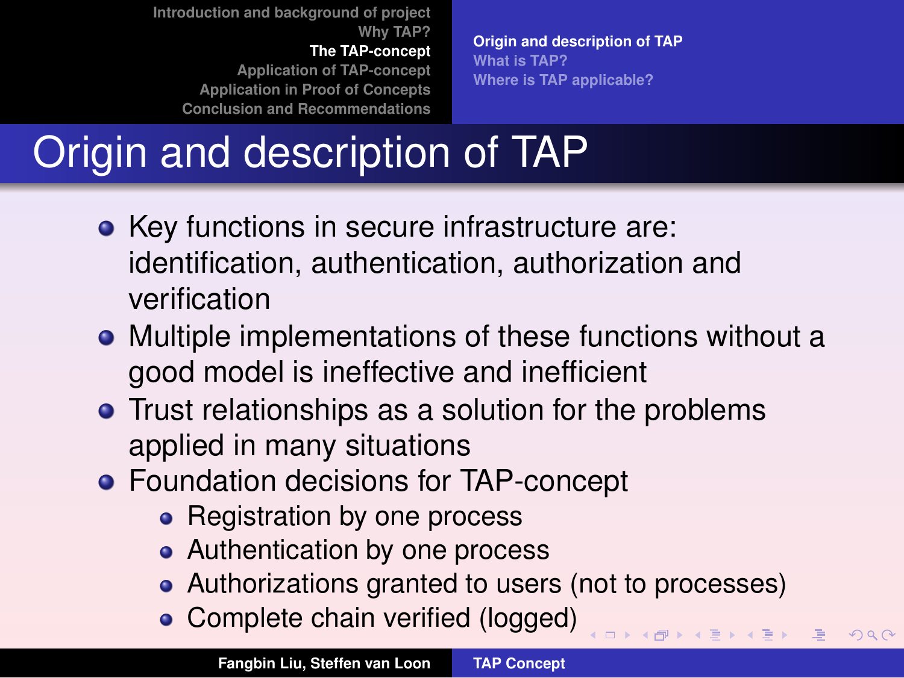# Origin and description of TAP

- Key functions in secure infrastructure are: identification, authentication, authorization and verification
- Multiple implementations of these functions without a good model is ineffective and inefficient
- Trust relationships as a solution for the problems applied in many situations
- Foundation decisions for TAP-concept
  - Registration by one process
  - Authentication by one process
  - Authorizations granted to users (not to processes)
  - Complete chain verified (logged)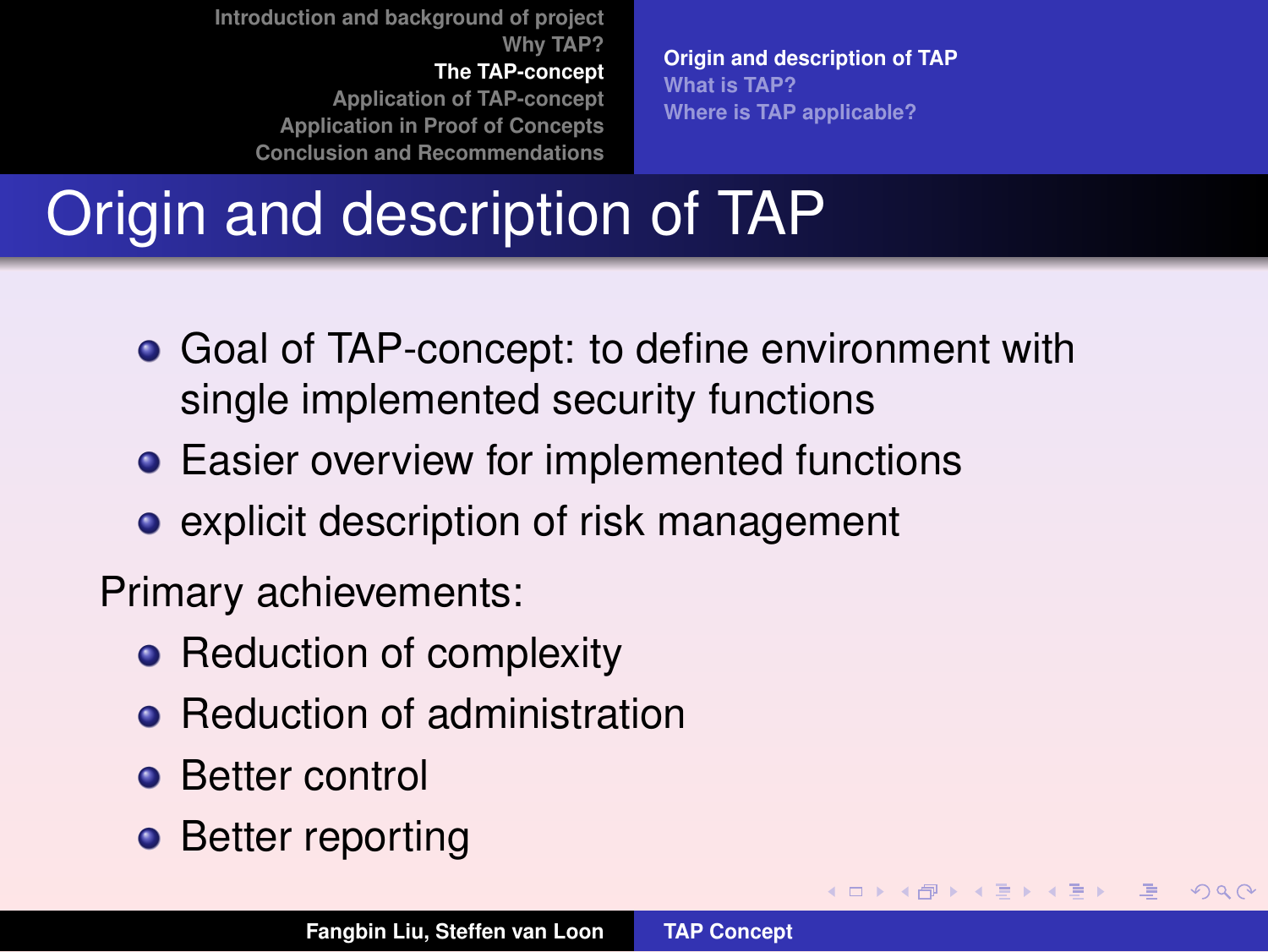# Origin and description of TAP

- Goal of TAP-concept: to define environment with single implemented security functions
- Easier overview for implemented functions
- explicit description of risk management

Primary achievements:

- Reduction of complexity
- Reduction of administration
- Better control
- Better reporting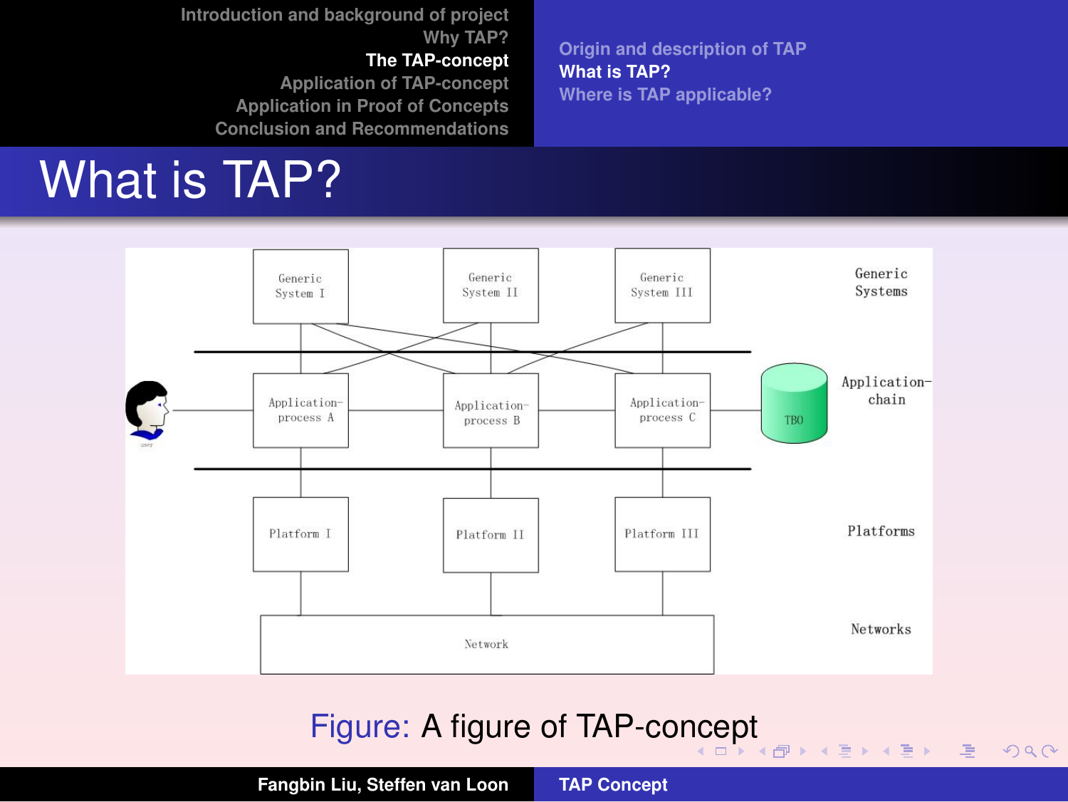# What is TAP?

Figure: A figure of TAP-concept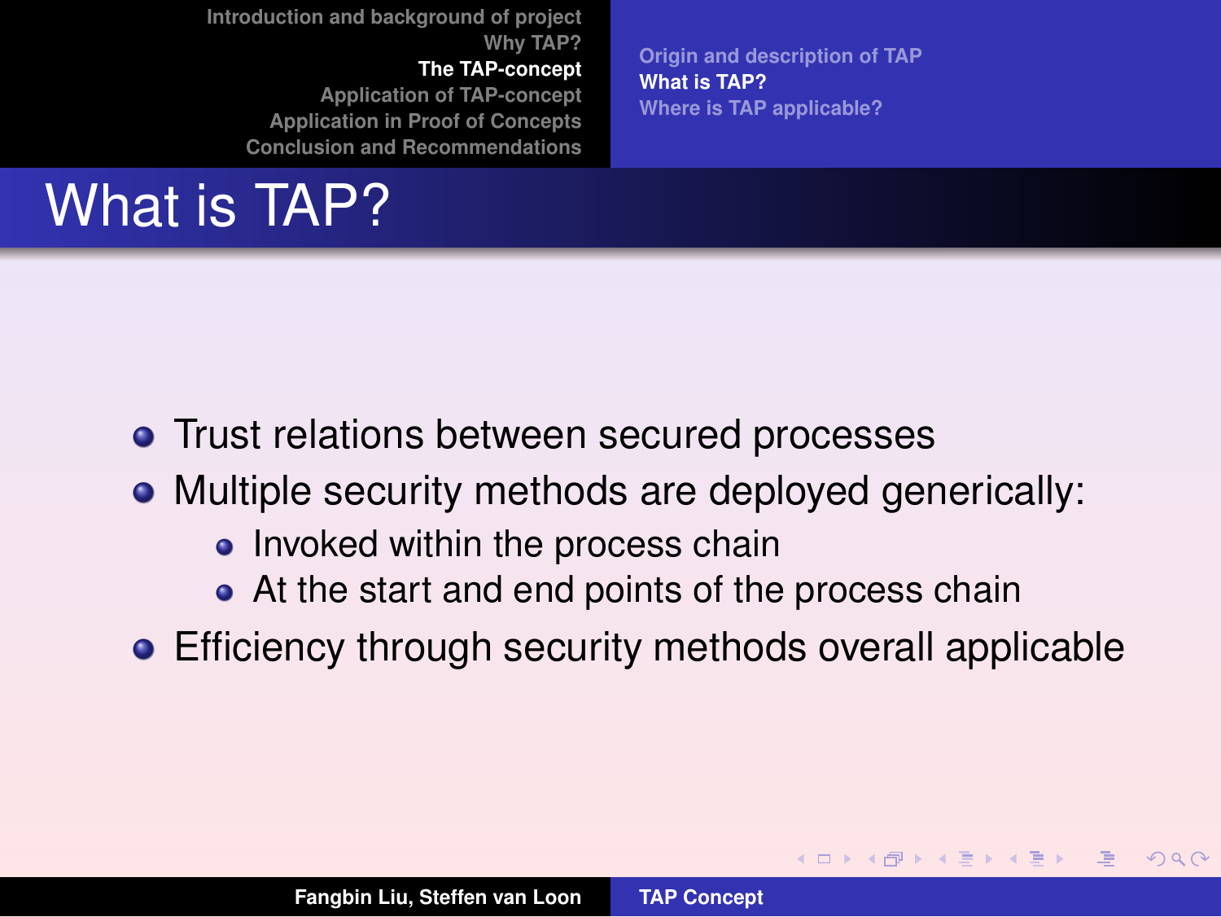# What is TAP?

- Trust relations between secured processes
- Multiple security methods are deployed generically:
  - Invoked within the process chain
  - At the start and end points of the process chain
- Efficiency through security methods overall applicable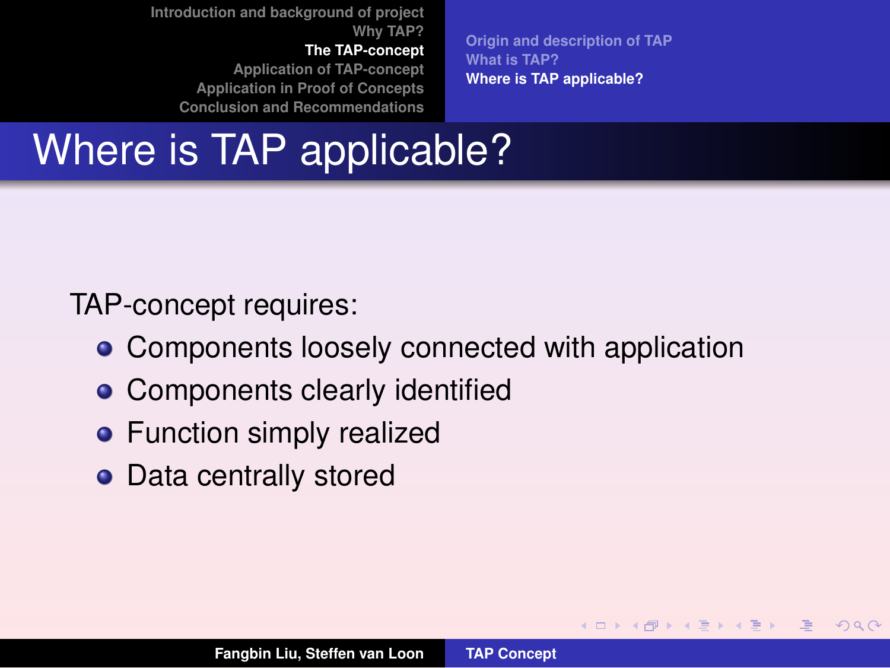# Where is TAP applicable?

TAP-concept requires:

- Components loosely connected with application
- Components clearly identified
- Function simply realized
- Data centrally stored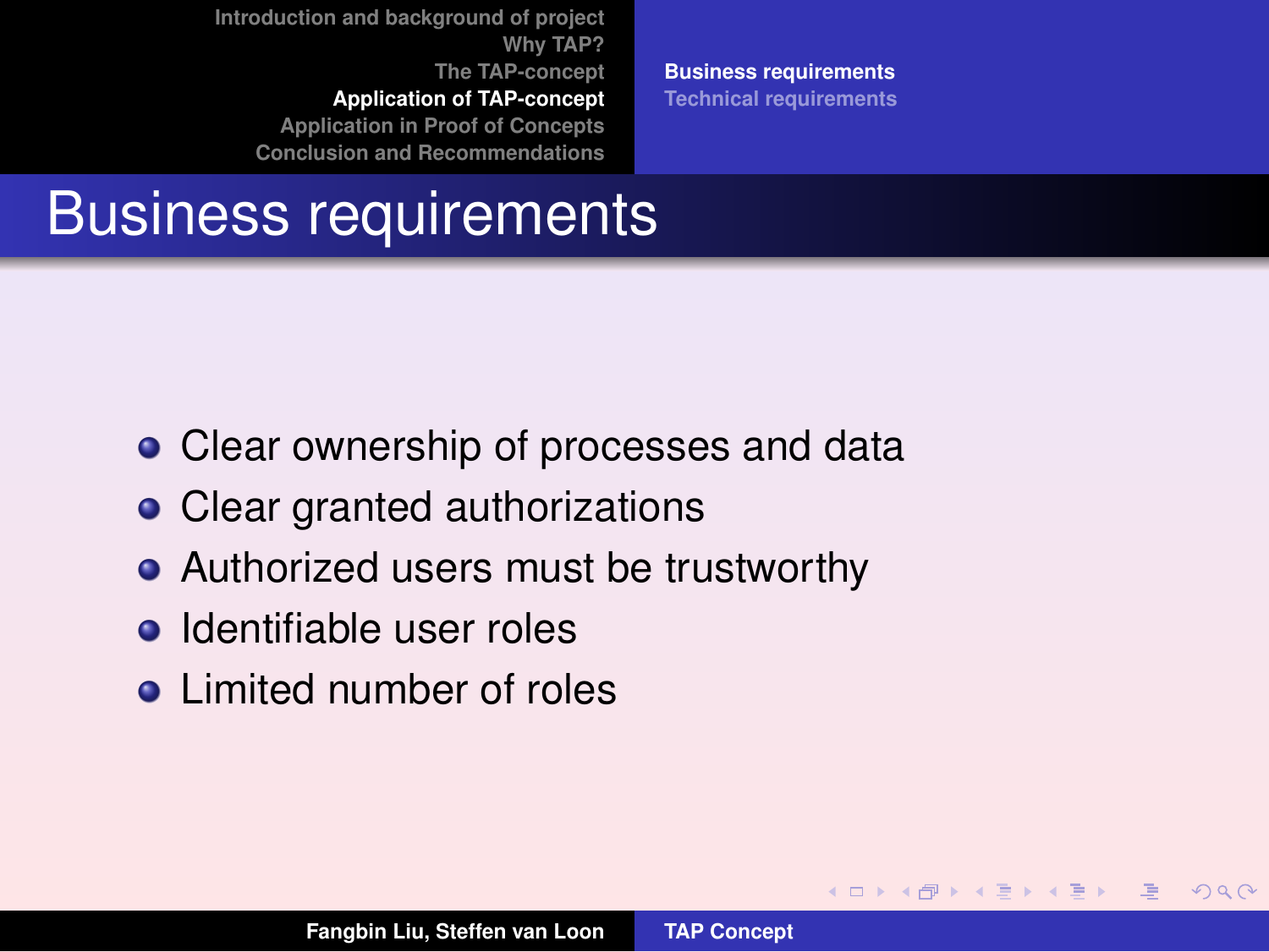# Business requirements

- Clear ownership of processes and data
- Clear granted authorizations
- Authorized users must be trustworthy
- Identifiable user roles
- Limited number of roles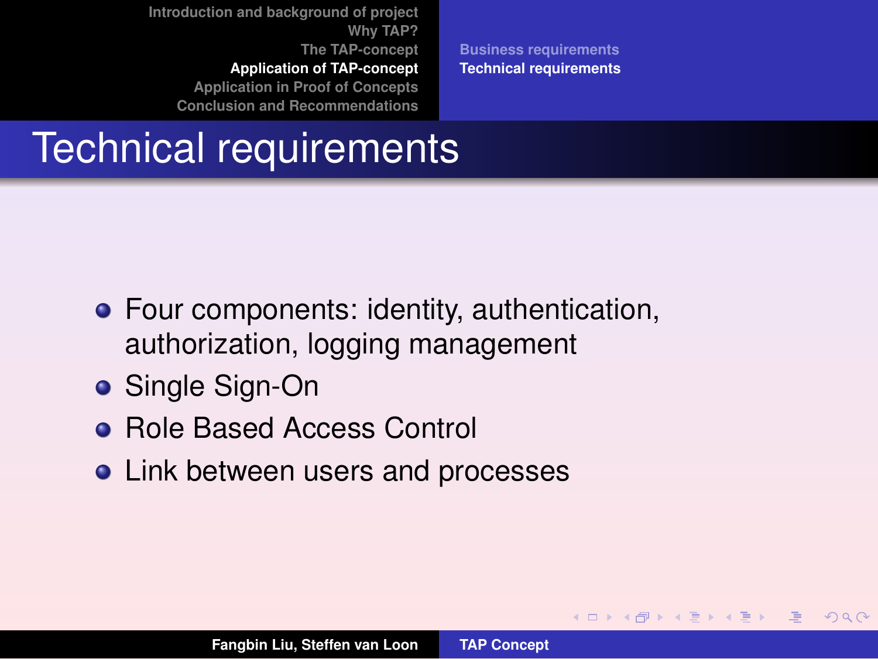# Technical requirements

- Four components: identity, authentication, authorization, logging management
- Single Sign-On
- Role Based Access Control
- Link between users and processes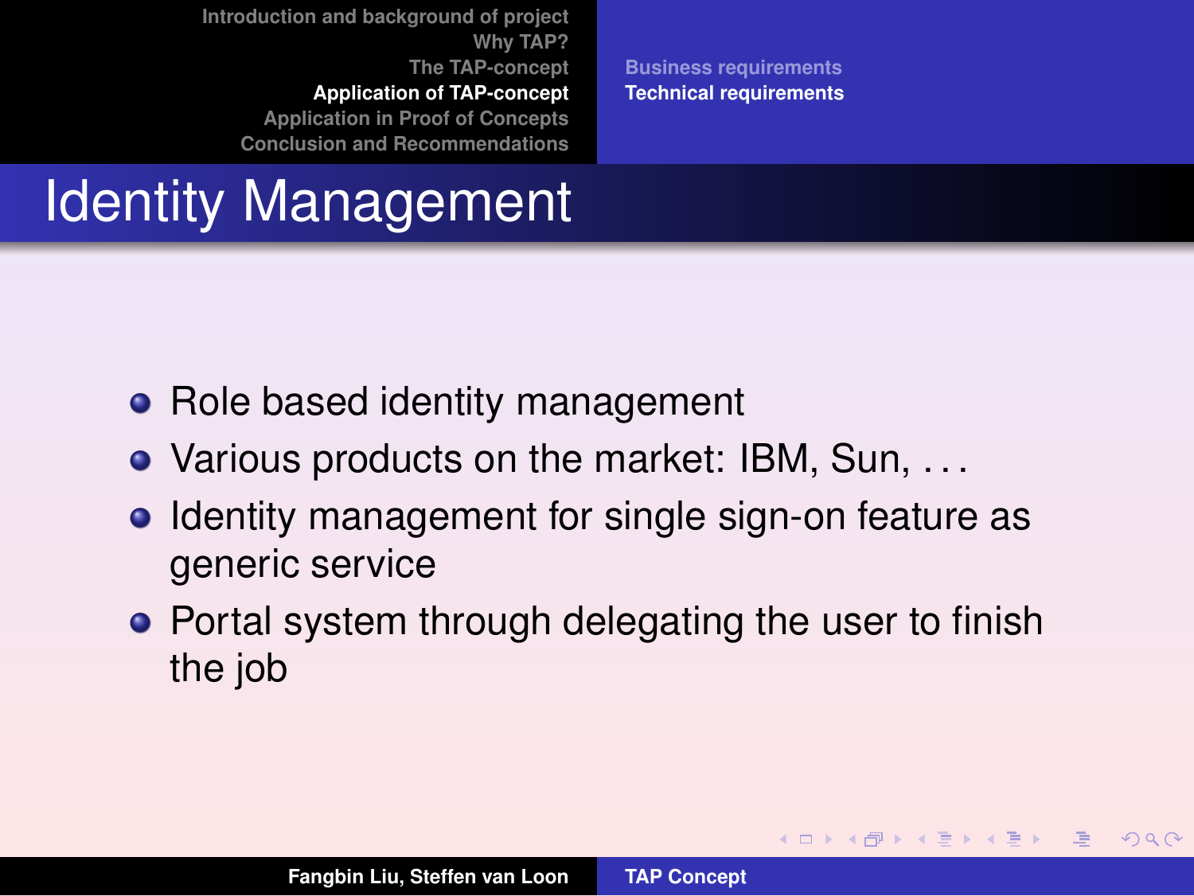# Identity Management

- Role based identity management
- Various products on the market: IBM, Sun, . . .
- Identity management for single sign-on feature as generic service
- Portal system through delegating the user to finish the job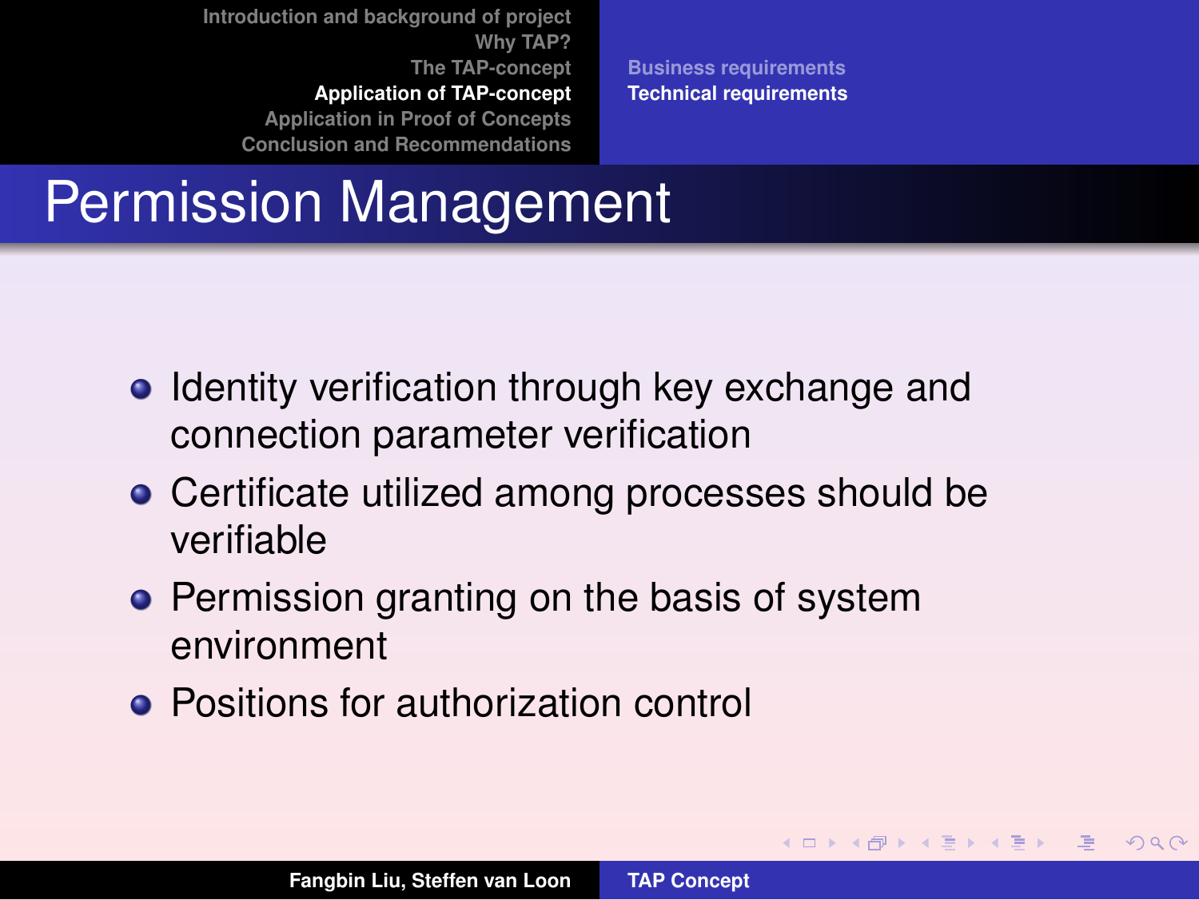# Permission Management

- Identity verification through key exchange and connection parameter verification
- Certificate utilized among processes should be verifiable
- Permission granting on the basis of system environment
- Positions for authorization control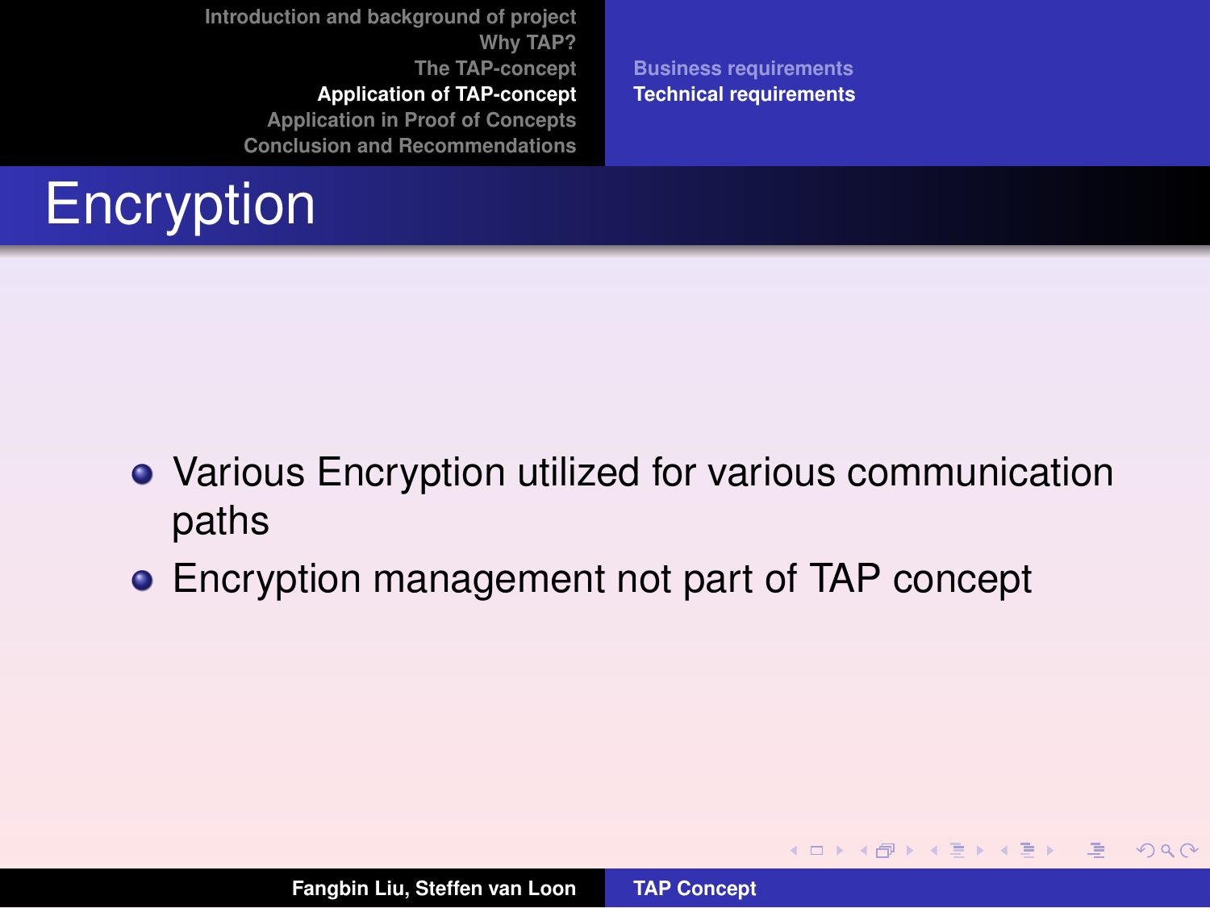# Encryption

- Various Encryption utilized for various communication paths
- Encryption management not part of TAP concept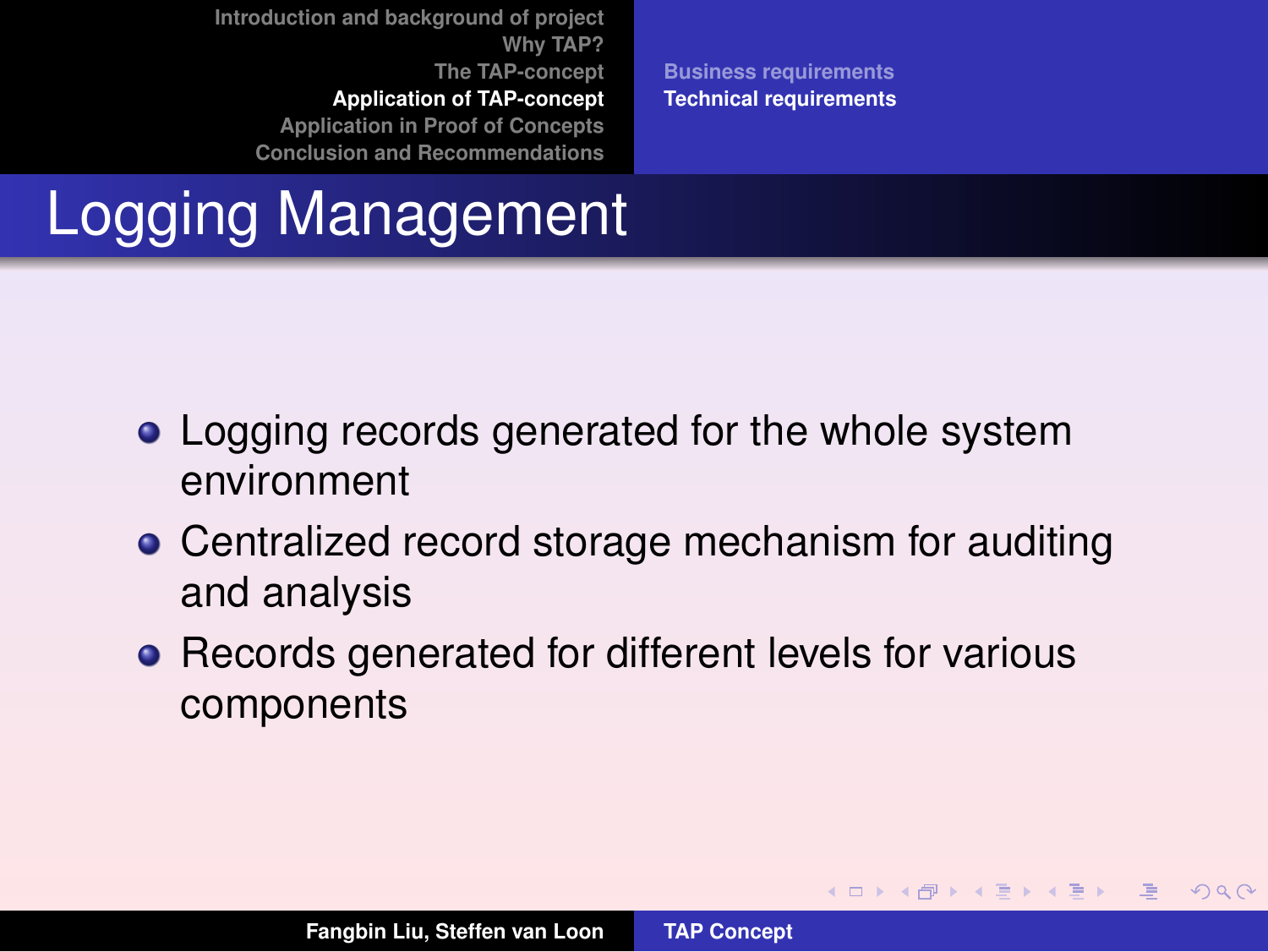# Logging Management

- Logging records generated for the whole system environment
- Centralized record storage mechanism for auditing and analysis
- Records generated for different levels for various components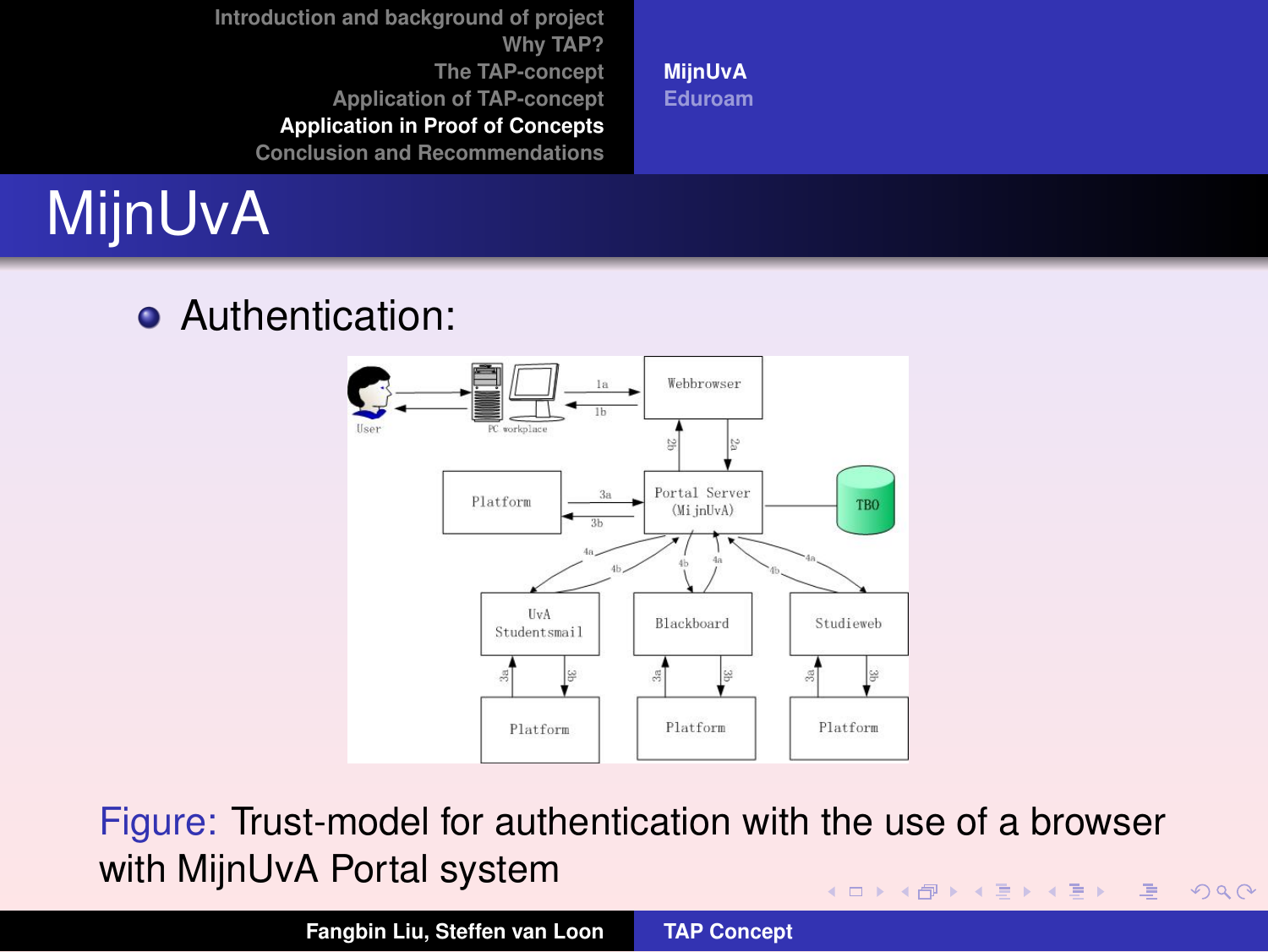# MijnUvA

- Authentication:

Figure: Trust-model for authentication with the use of a browser with MijnUvA Portal system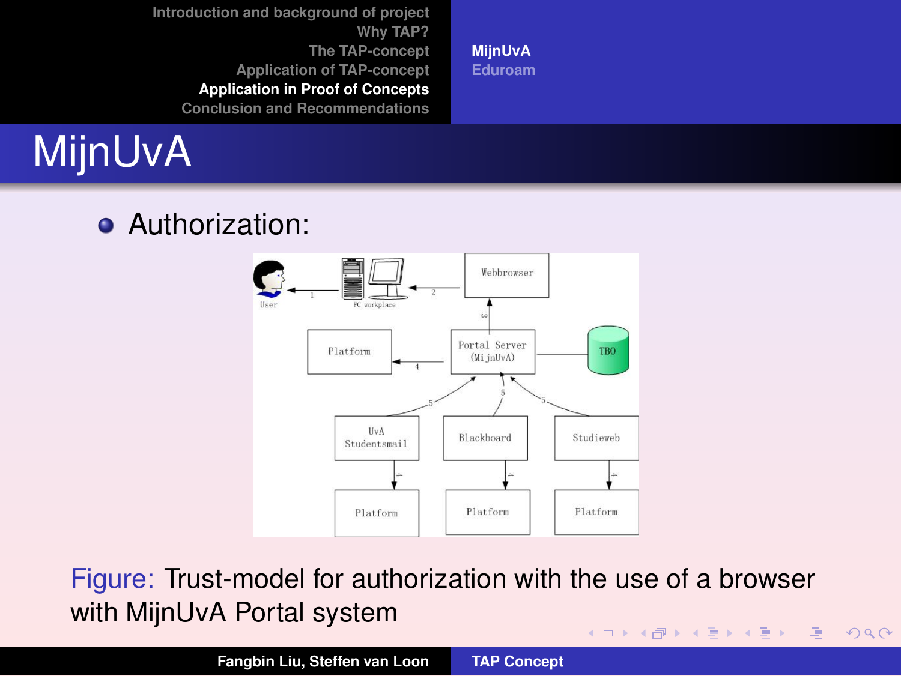# MijnUvA

- Authorization:

Figure: Trust-model for authorization with the use of a browser with MijnUvA Portal system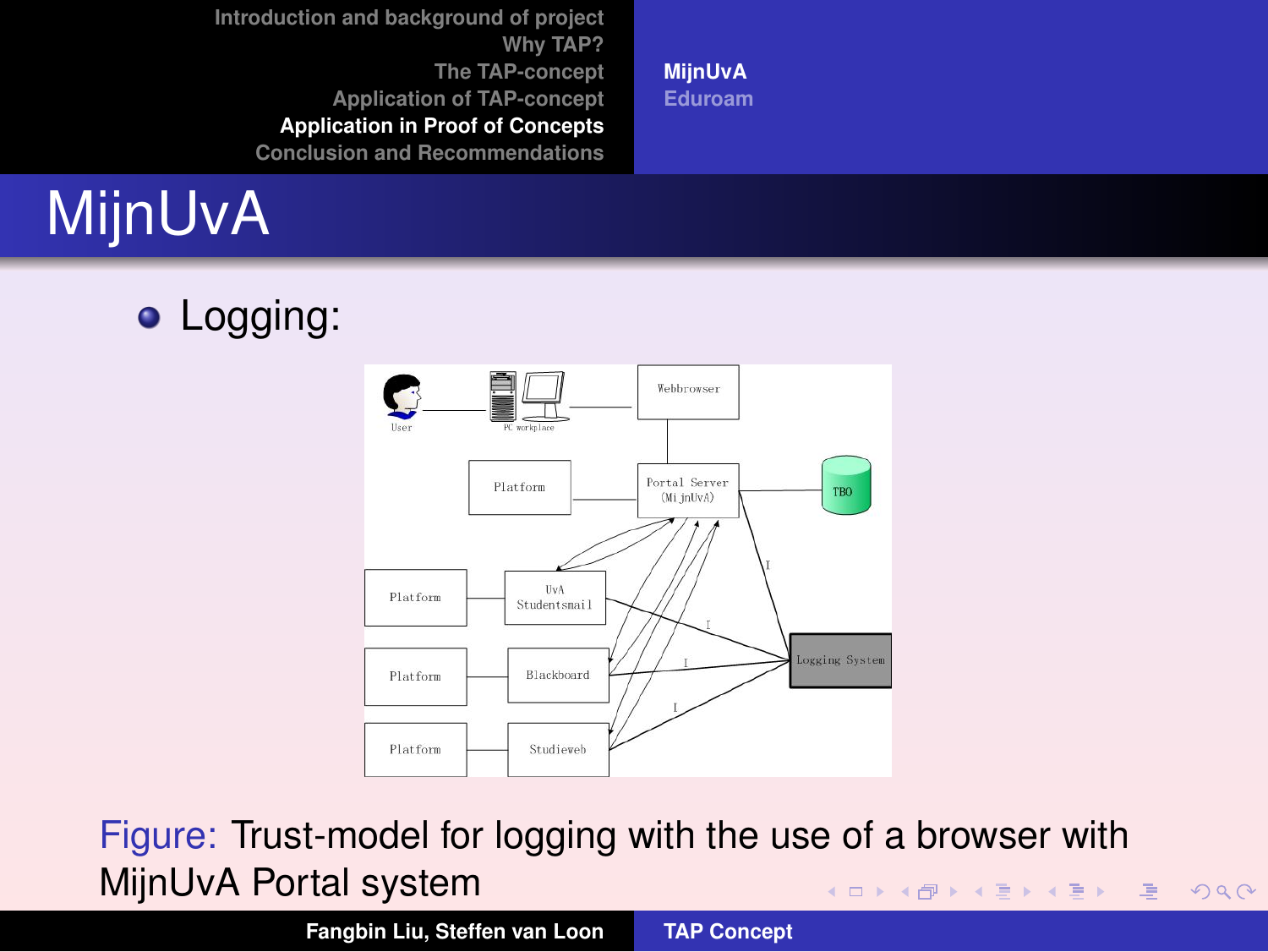# MijnUvA

- Logging:

Figure: Trust-model for logging with the use of a browser with MijnUvA Portal system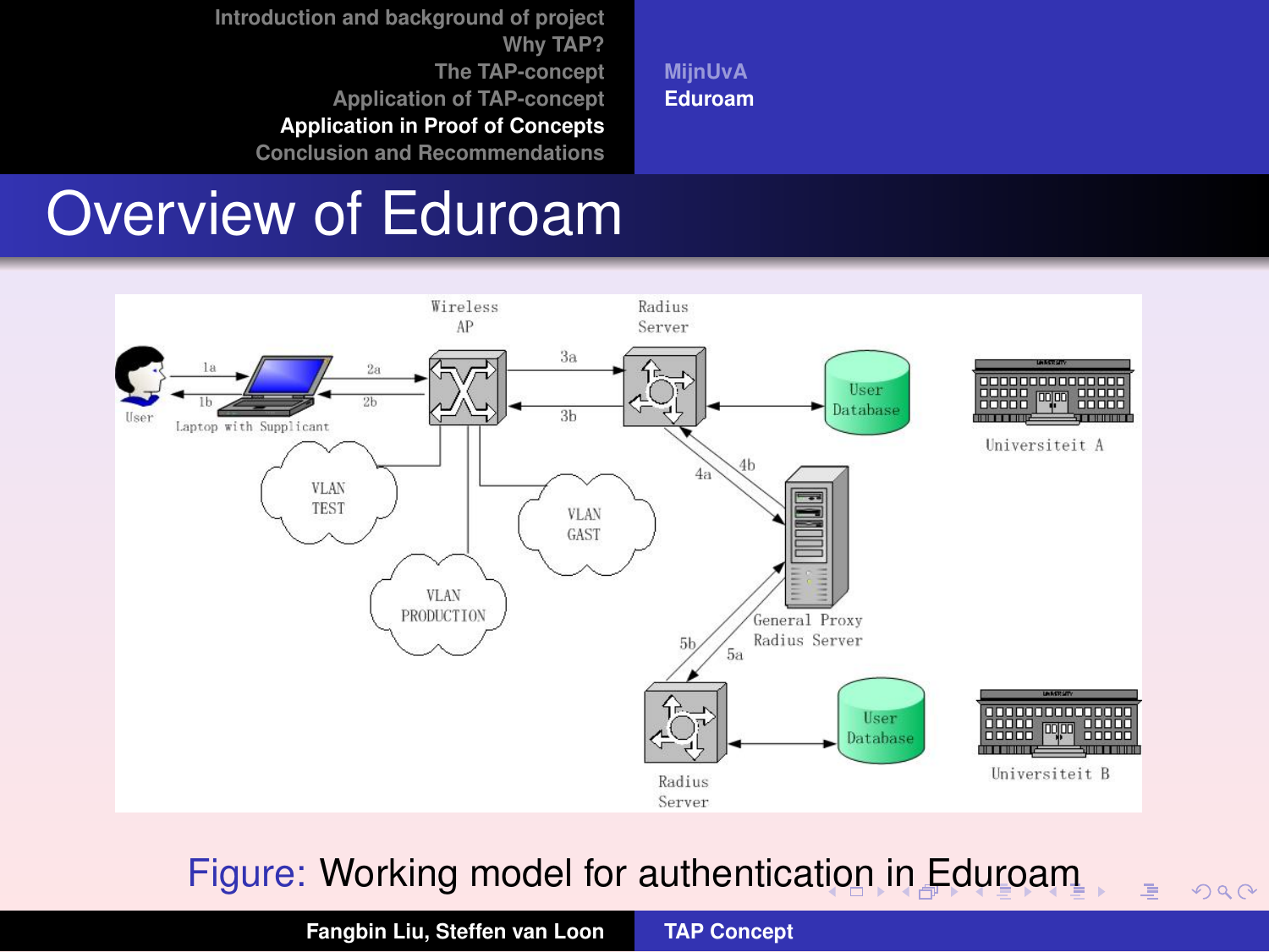# Overview of Eduroam

Figure: Working model for authentication in Eduroam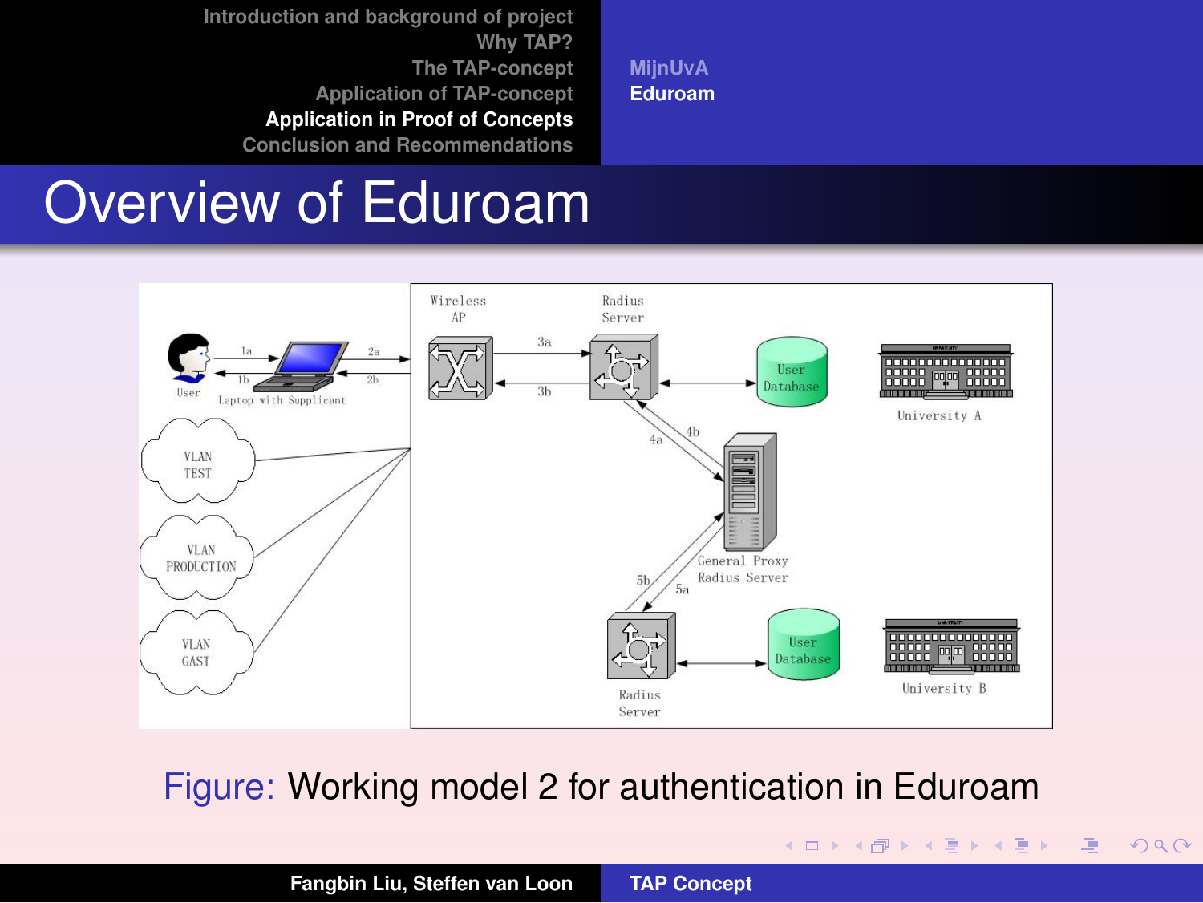# Overview of Eduroam

Figure: Working model 2 for authentication in Eduroam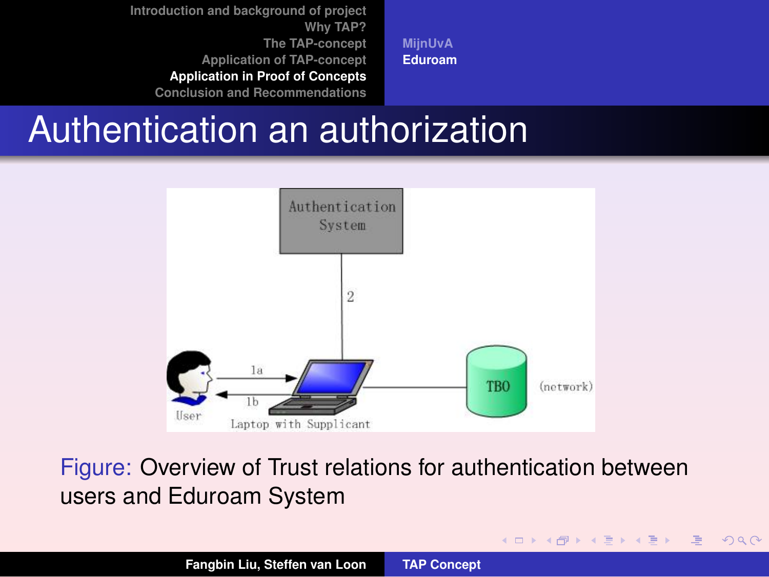# Authentication an authorization

Authentication System

2

1a

1b

User

Laptop with Supplicant

TBO

(network)

Figure: Overview of Trust relations for authentication between users and Eduroam System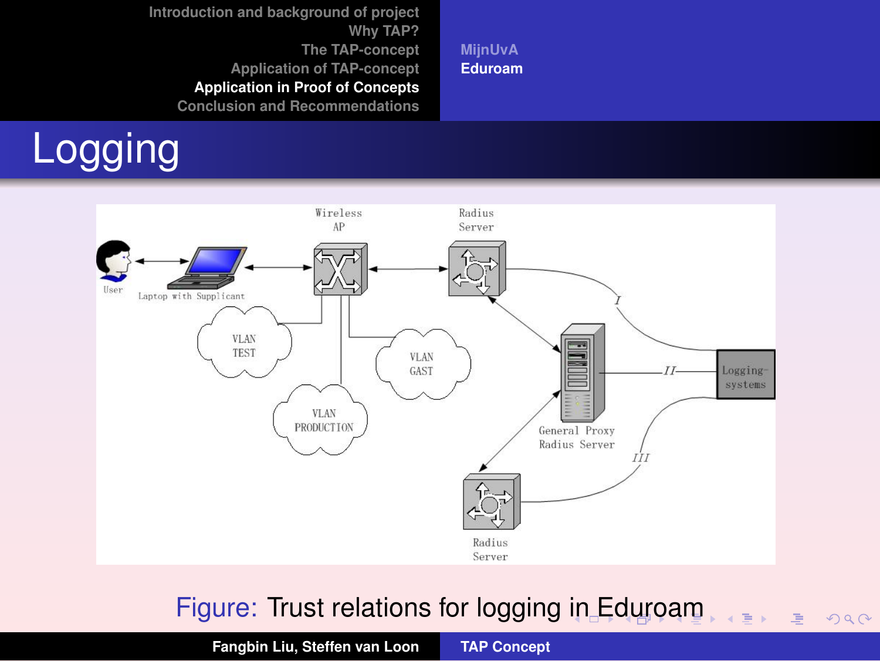# Logging

Figure: Trust relations for logging in Eduroam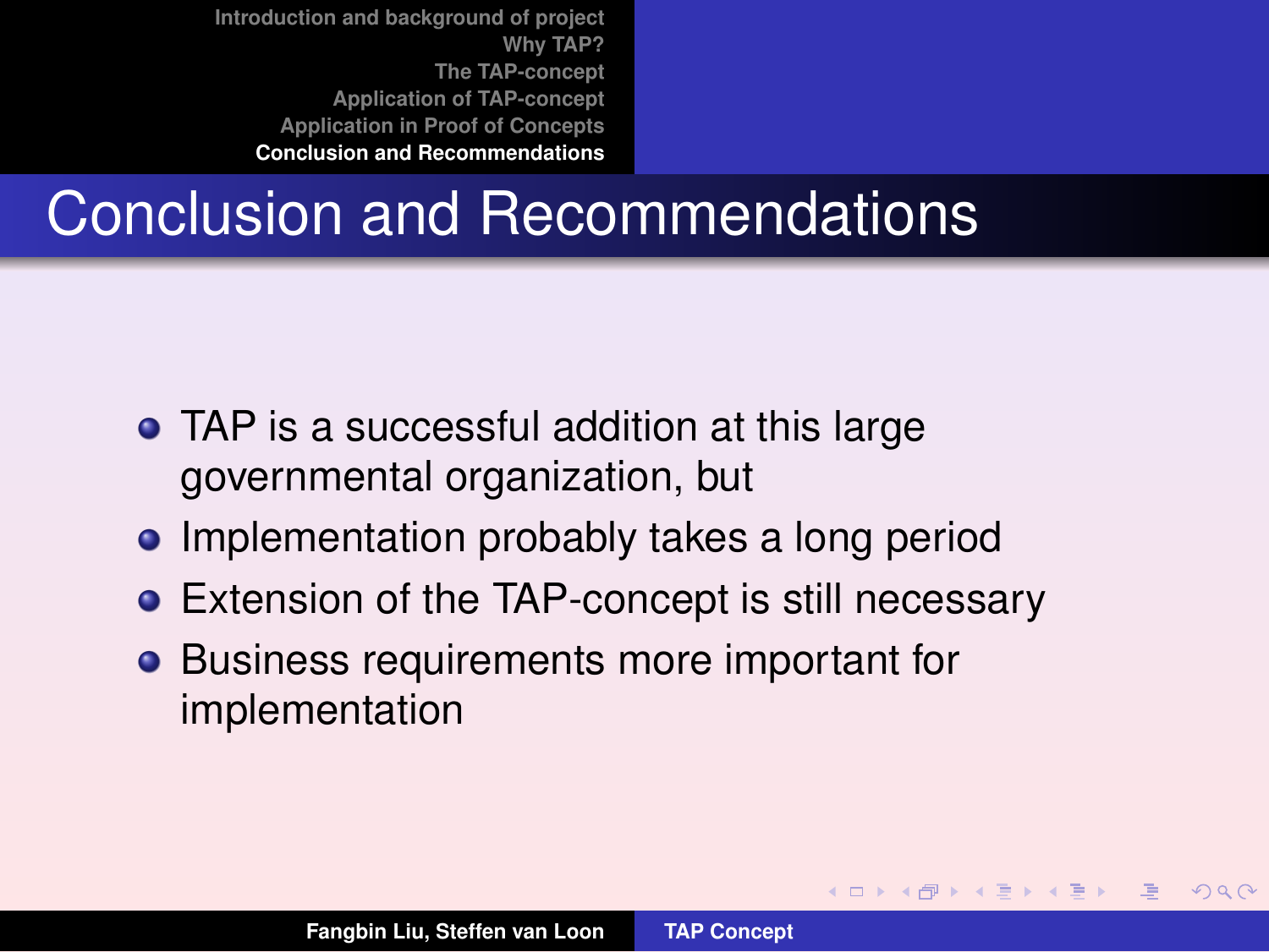# Conclusion and Recommendations

- TAP is a successful addition at this large governmental organization, but
- Implementation probably takes a long period
- Extension of the TAP-concept is still necessary
- Business requirements more important for implementation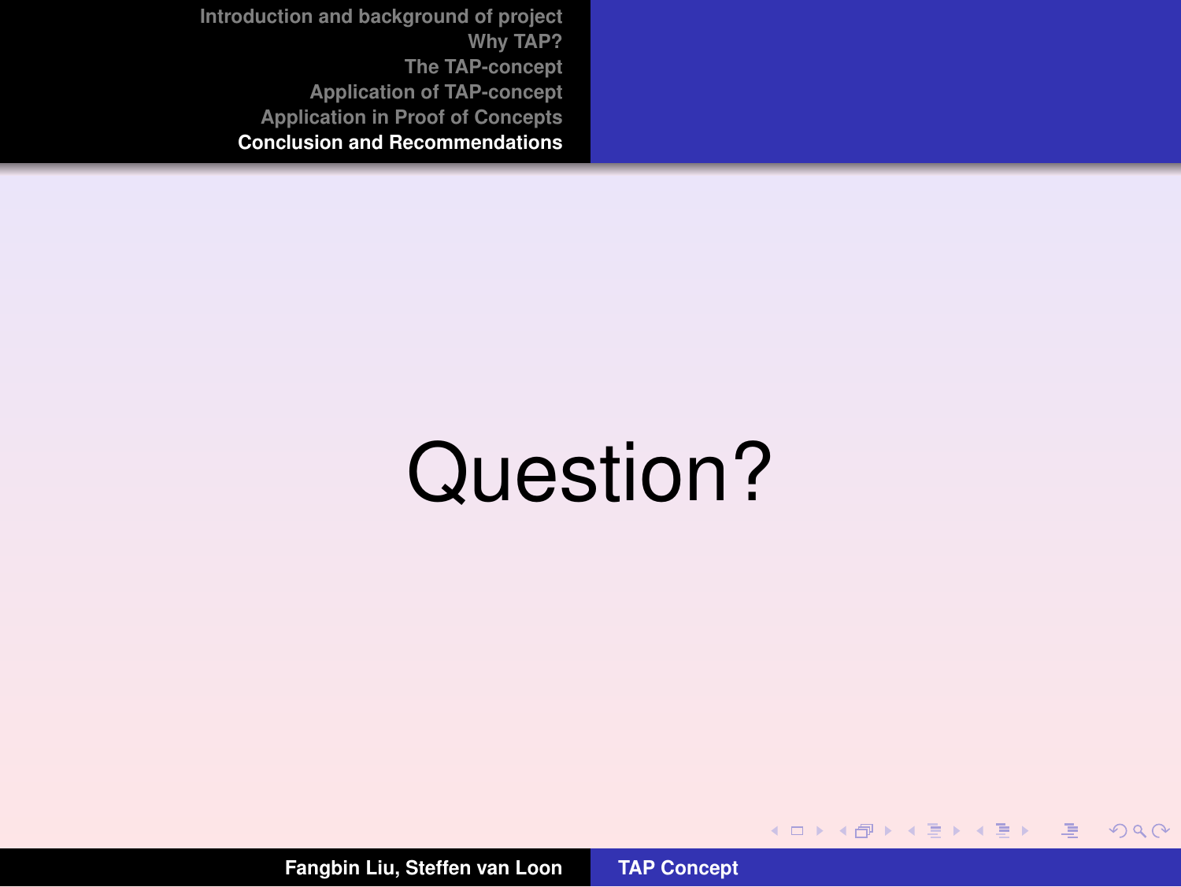Question?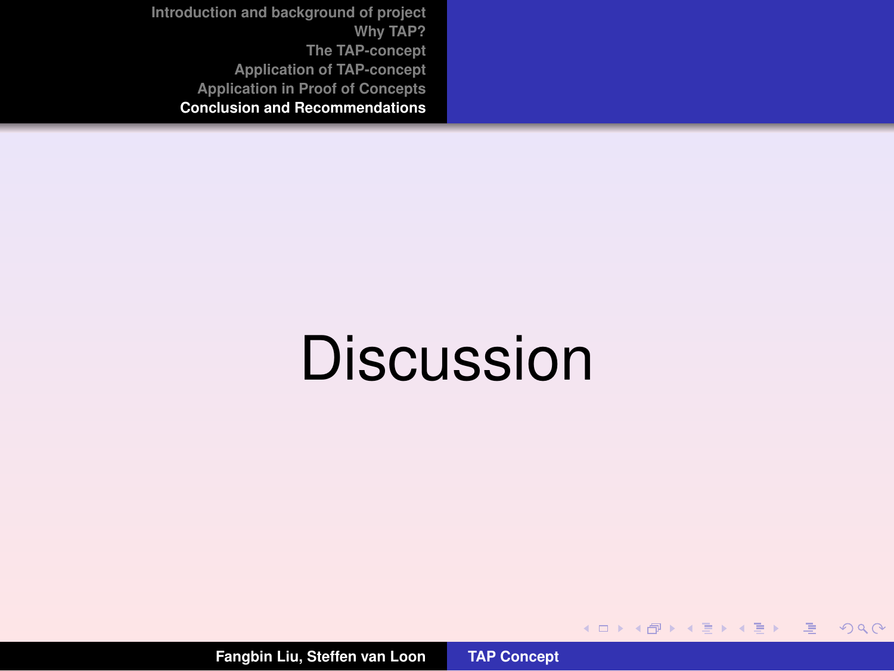# Discussion